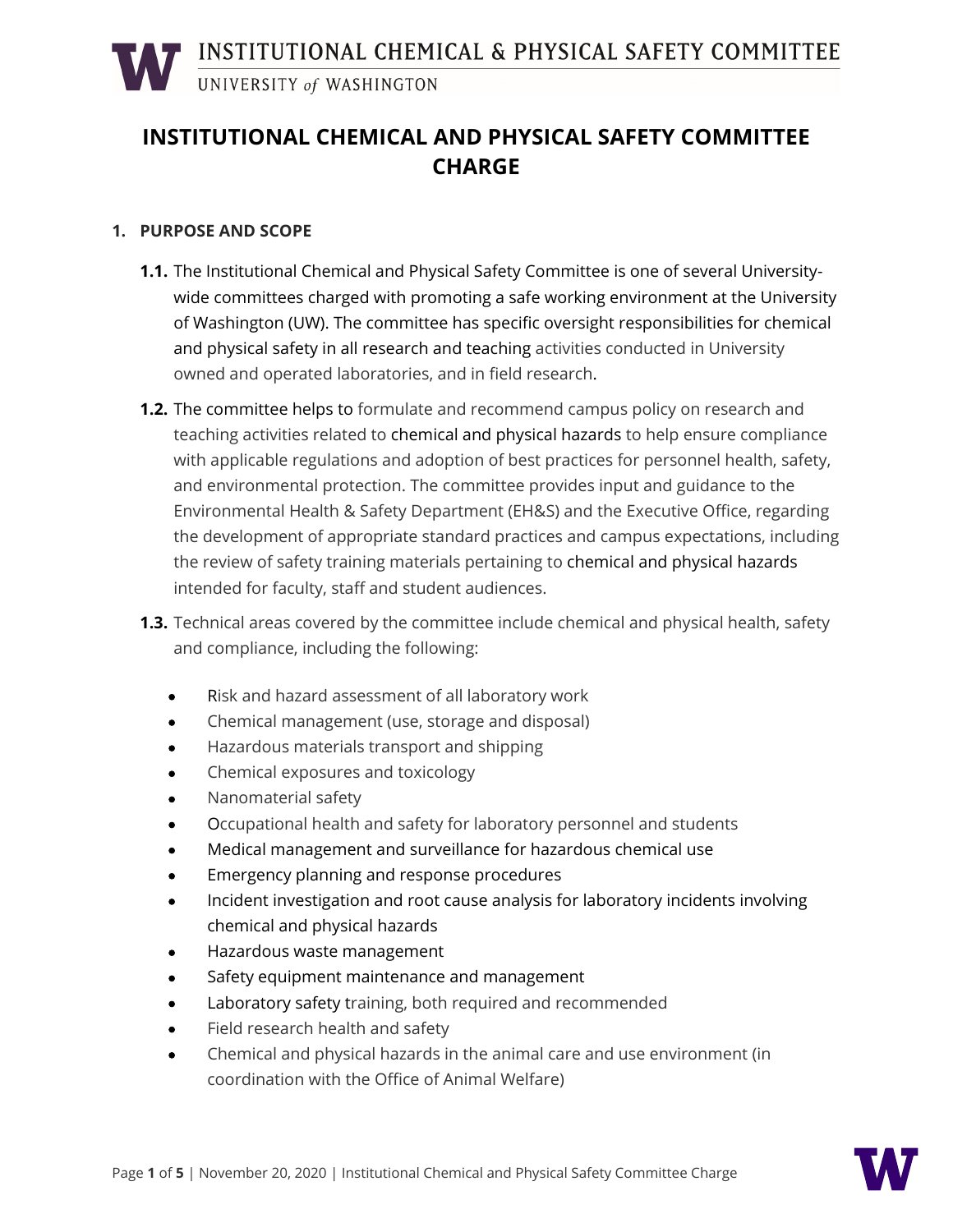# INSTITUTIONAL CHEMICAL AND PHYSICAL SAFETY COMMITTEE CHARGE

## 1. PURPOSE AND SCOPE

**1.1.** The Institutional Chemical and Physical Safety Committee is one of several University-wide committees charged with promoting a safe working environment at the University of Washington (UW). The committee has specific oversight responsibilities for chemical and physical safety in all research and teaching activities conducted in University owned and operated laboratories, and in field research.

**1.2.** The committee helps to formulate and recommend campus policy on research and teaching activities related to chemical and physical hazards to help ensure compliance with applicable regulations and adoption of best practices for personnel health, safety, and environmental protection. The committee provides input and guidance to the Environmental Health & Safety Department (EH&S) and the Executive Office, regarding the development of appropriate standard practices and campus expectations, including the review of safety training materials pertaining to chemical and physical hazards intended for faculty, staff and student audiences.

**1.3.** Technical areas covered by the committee include chemical and physical health, safety and compliance, including the following:

- Risk and hazard assessment of all laboratory work
- Chemical management (use, storage and disposal)
- Hazardous materials transport and shipping
- Chemical exposures and toxicology
- Nanomaterial safety
- Occupational health and safety for laboratory personnel and students
- Medical management and surveillance for hazardous chemical use
- Emergency planning and response procedures
- Incident investigation and root cause analysis for laboratory incidents involving chemical and physical hazards
- Hazardous waste management
- Safety equipment maintenance and management
- Laboratory safety training, both required and recommended
- Field research health and safety
- Chemical and physical hazards in the animal care and use environment (in coordination with the Office of Animal Welfare)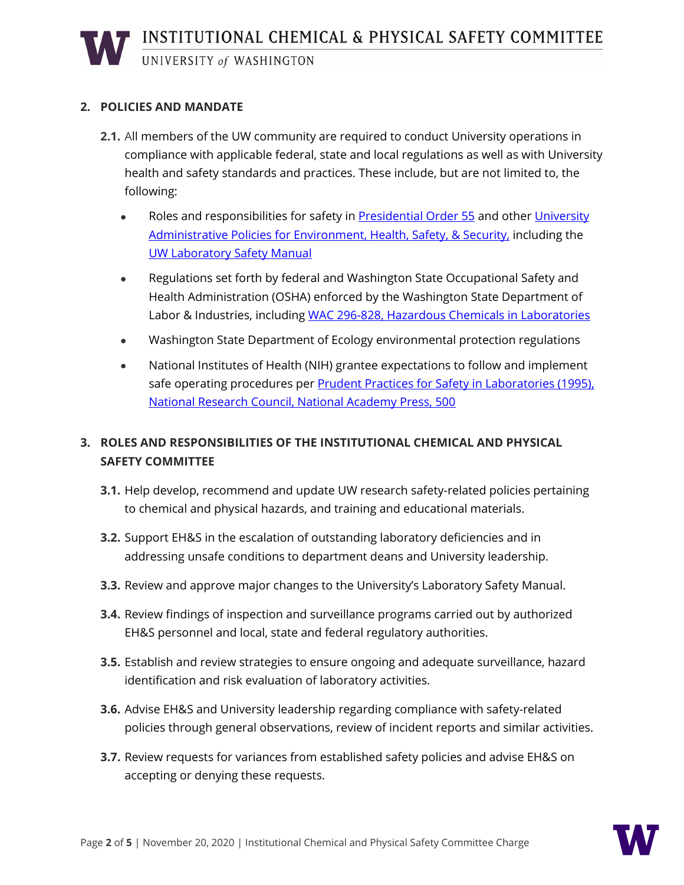## 2. POLICIES AND MANDATE

**2.1.** All members of the UW community are required to conduct University operations in compliance with applicable federal, state and local regulations as well as with University health and safety standards and practices. These include, but are not limited to, the following:

- Roles and responsibilities for safety in Presidential Order 55 and other University Administrative Policies for Environment, Health, Safety, & Security, including the UW Laboratory Safety Manual
- Regulations set forth by federal and Washington State Occupational Safety and Health Administration (OSHA) enforced by the Washington State Department of Labor & Industries, including WAC 296-828, Hazardous Chemicals in Laboratories
- Washington State Department of Ecology environmental protection regulations
- National Institutes of Health (NIH) grantee expectations to follow and implement safe operating procedures per Prudent Practices for Safety in Laboratories (1995), National Research Council, National Academy Press, 500

## 3. ROLES AND RESPONSIBILITIES OF THE INSTITUTIONAL CHEMICAL AND PHYSICAL SAFETY COMMITTEE

**3.1.** Help develop, recommend and update UW research safety-related policies pertaining to chemical and physical hazards, and training and educational materials.

**3.2.** Support EH&S in the escalation of outstanding laboratory deficiencies and in addressing unsafe conditions to department deans and University leadership.

**3.3.** Review and approve major changes to the University's Laboratory Safety Manual.

**3.4.** Review findings of inspection and surveillance programs carried out by authorized EH&S personnel and local, state and federal regulatory authorities.

**3.5.** Establish and review strategies to ensure ongoing and adequate surveillance, hazard identification and risk evaluation of laboratory activities.

**3.6.** Advise EH&S and University leadership regarding compliance with safety-related policies through general observations, review of incident reports and similar activities.

**3.7.** Review requests for variances from established safety policies and advise EH&S on accepting or denying these requests.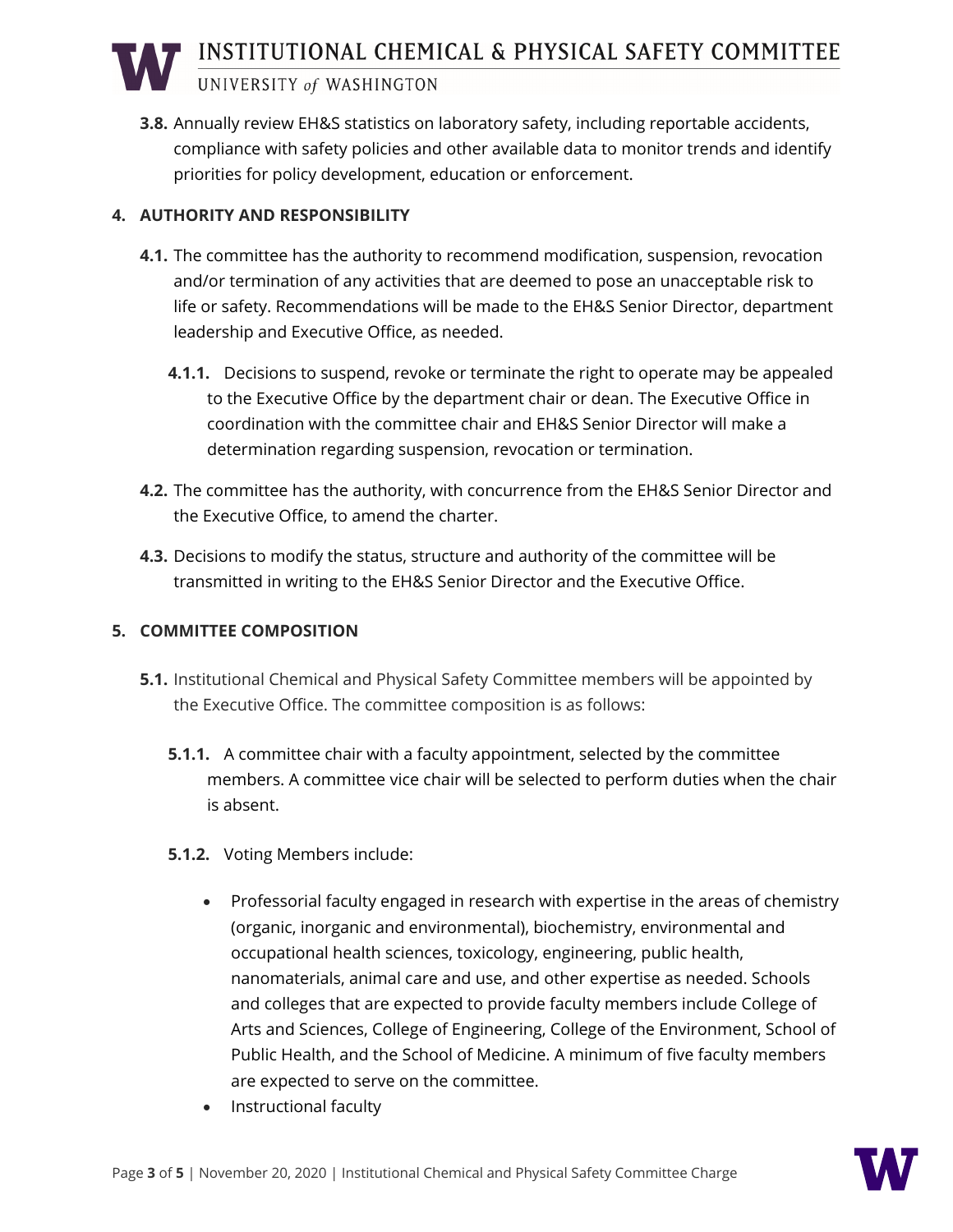**3.8.** Annually review EH&S statistics on laboratory safety, including reportable accidents, compliance with safety policies and other available data to monitor trends and identify priorities for policy development, education or enforcement.

## 4. AUTHORITY AND RESPONSIBILITY

**4.1.** The committee has the authority to recommend modification, suspension, revocation and/or termination of any activities that are deemed to pose an unacceptable risk to life or safety. Recommendations will be made to the EH&S Senior Director, department leadership and Executive Office, as needed.

**4.1.1.** Decisions to suspend, revoke or terminate the right to operate may be appealed to the Executive Office by the department chair or dean. The Executive Office in coordination with the committee chair and EH&S Senior Director will make a determination regarding suspension, revocation or termination.

**4.2.** The committee has the authority, with concurrence from the EH&S Senior Director and the Executive Office, to amend the charter.

**4.3.** Decisions to modify the status, structure and authority of the committee will be transmitted in writing to the EH&S Senior Director and the Executive Office.

## 5. COMMITTEE COMPOSITION

**5.1.** Institutional Chemical and Physical Safety Committee members will be appointed by the Executive Office. The committee composition is as follows:

**5.1.1.** A committee chair with a faculty appointment, selected by the committee members. A committee vice chair will be selected to perform duties when the chair is absent.

**5.1.2.** Voting Members include:

- Professorial faculty engaged in research with expertise in the areas of chemistry (organic, inorganic and environmental), biochemistry, environmental and occupational health sciences, toxicology, engineering, public health, nanomaterials, animal care and use, and other expertise as needed. Schools and colleges that are expected to provide faculty members include College of Arts and Sciences, College of Engineering, College of the Environment, School of Public Health, and the School of Medicine. A minimum of five faculty members are expected to serve on the committee.
- Instructional faculty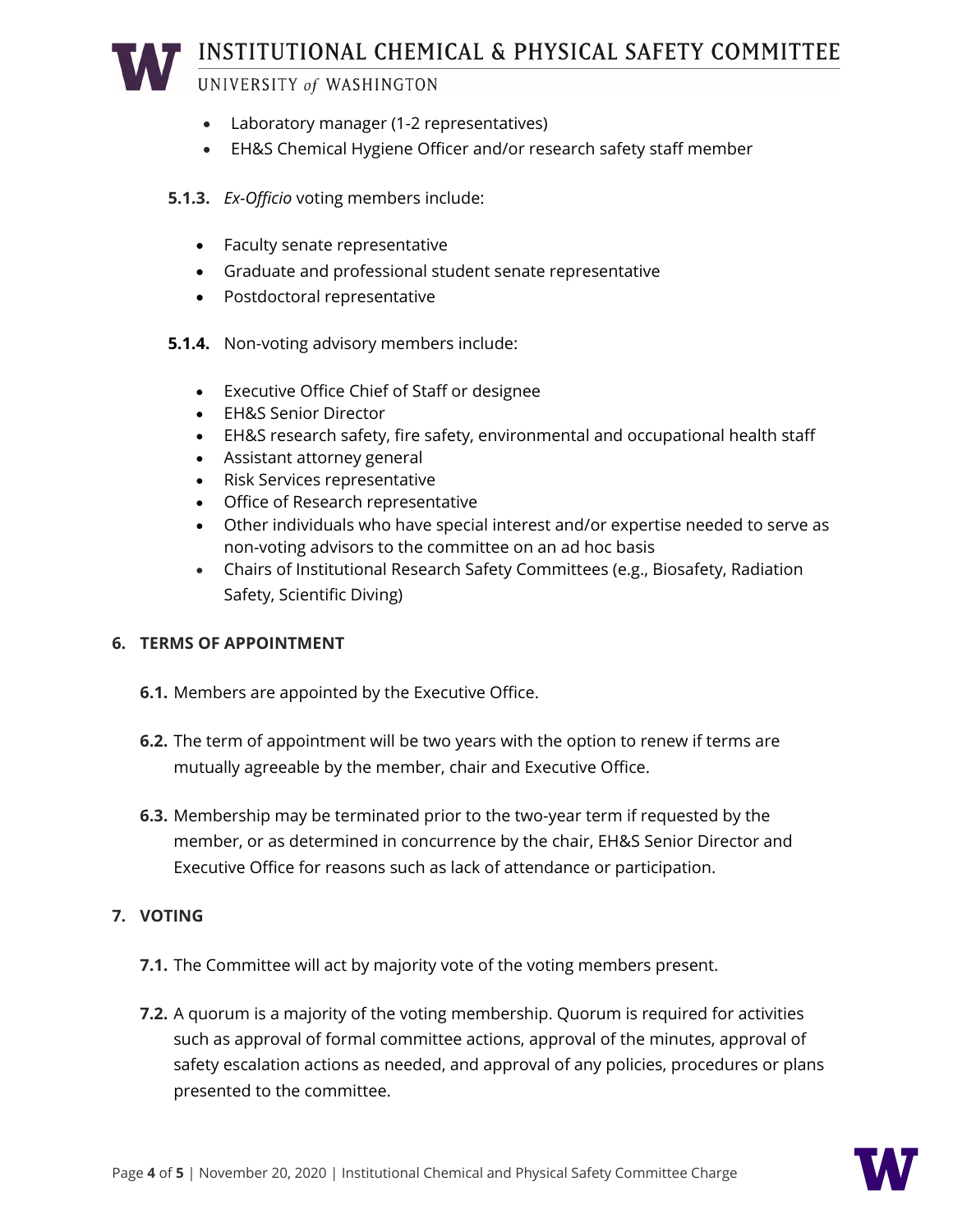- Laboratory manager (1-2 representatives)
- EH&S Chemical Hygiene Officer and/or research safety staff member

**5.1.3.** *Ex-Officio* voting members include:

- Faculty senate representative
- Graduate and professional student senate representative
- Postdoctoral representative

**5.1.4.** Non-voting advisory members include:

- Executive Office Chief of Staff or designee
- EH&S Senior Director
- EH&S research safety, fire safety, environmental and occupational health staff
- Assistant attorney general
- Risk Services representative
- Office of Research representative
- Other individuals who have special interest and/or expertise needed to serve as non-voting advisors to the committee on an ad hoc basis
- Chairs of Institutional Research Safety Committees (e.g., Biosafety, Radiation Safety, Scientific Diving)

## 6. TERMS OF APPOINTMENT

**6.1.** Members are appointed by the Executive Office.

**6.2.** The term of appointment will be two years with the option to renew if terms are mutually agreeable by the member, chair and Executive Office.

**6.3.** Membership may be terminated prior to the two-year term if requested by the member, or as determined in concurrence by the chair, EH&S Senior Director and Executive Office for reasons such as lack of attendance or participation.

## 7. VOTING

**7.1.** The Committee will act by majority vote of the voting members present.

**7.2.** A quorum is a majority of the voting membership. Quorum is required for activities such as approval of formal committee actions, approval of the minutes, approval of safety escalation actions as needed, and approval of any policies, procedures or plans presented to the committee.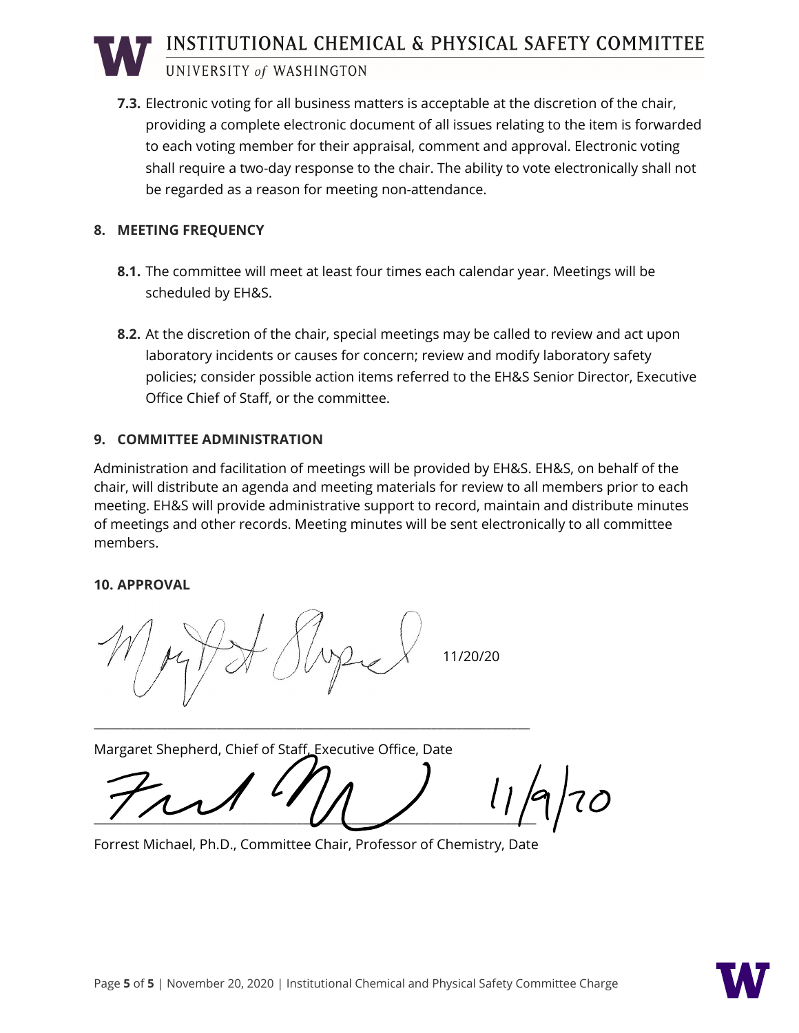**7.3.** Electronic voting for all business matters is acceptable at the discretion of the chair, providing a complete electronic document of all issues relating to the item is forwarded to each voting member for their appraisal, comment and approval. Electronic voting shall require a two-day response to the chair. The ability to vote electronically shall not be regarded as a reason for meeting non-attendance.

## 8. MEETING FREQUENCY

**8.1.** The committee will meet at least four times each calendar year. Meetings will be scheduled by EH&S.

**8.2.** At the discretion of the chair, special meetings may be called to review and act upon laboratory incidents or causes for concern; review and modify laboratory safety policies; consider possible action items referred to the EH&S Senior Director, Executive Office Chief of Staff, or the committee.

## 9. COMMITTEE ADMINISTRATION

Administration and facilitation of meetings will be provided by EH&S. EH&S, on behalf of the chair, will distribute an agenda and meeting materials for review to all members prior to each meeting. EH&S will provide administrative support to record, maintain and distribute minutes of meetings and other records. Meeting minutes will be sent electronically to all committee members.

## 10. APPROVAL

11/20/20

\_\_\_\_\_\_\_\_\_\_\_\_\_\_\_\_\_\_\_\_\_\_\_\_\_\_\_\_\_\_\_\_\_\_\_\_\_\_\_\_\_\_\_\_\_\_\_\_\_\_\_\_\_\_\_\_\_\_

Margaret Shepherd, Chief of Staff, Executive Office, Date

11/9/20

\_\_\_\_\_\_\_\_\_\_\_\_\_\_\_\_\_\_\_\_\_\_\_\_\_\_\_\_\_\_\_\_\_\_\_\_\_\_\_\_\_\_\_\_\_\_\_\_\_\_\_\_\_\_\_\_\_\_

Forrest Michael, Ph.D., Committee Chair, Professor of Chemistry, Date